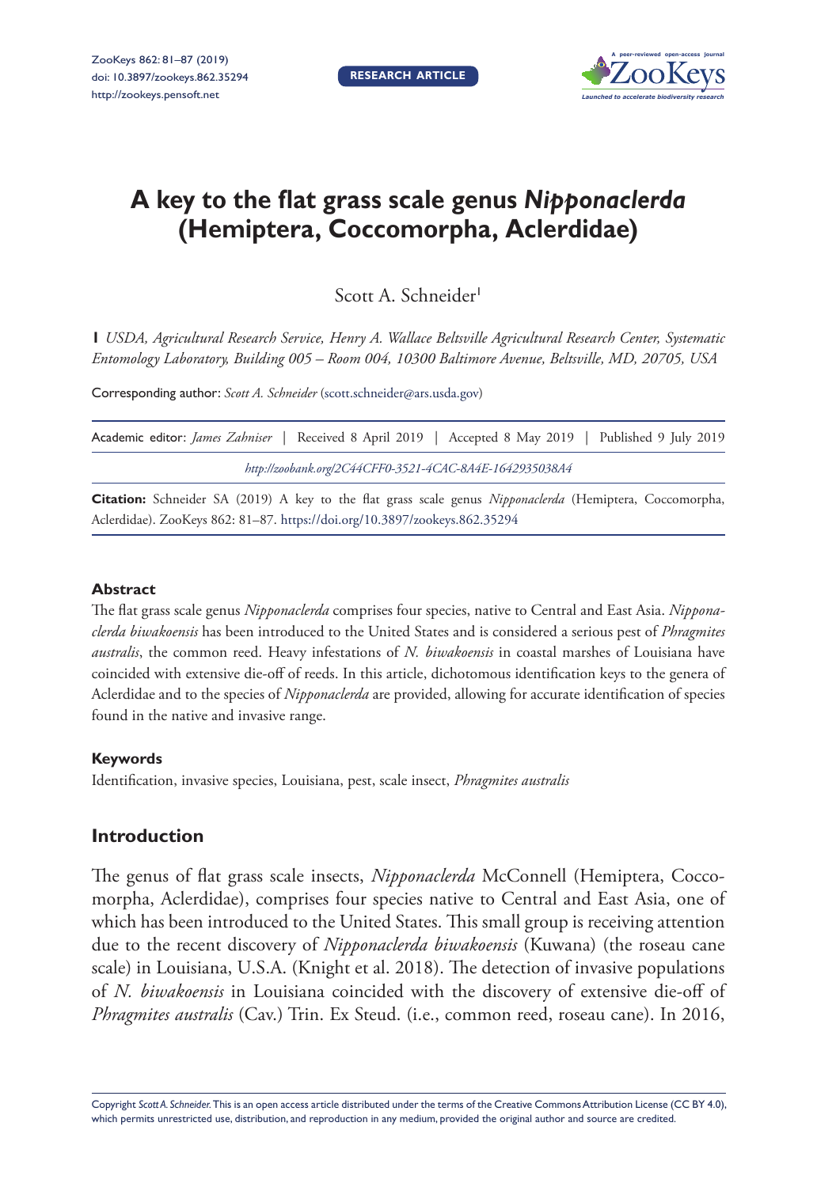# A key to the flat grass scale genus *Nipponaclerda* (Hemiptera, Coccomorpha, Aclerdidae)

Scott A. Schneider[1]

[1] *USDA, Agricultural Research Service, Henry A. Wallace Beltsville Agricultural Research Center, Systematic Entomology Laboratory, Building 005 – Room 004, 10300 Baltimore Avenue, Beltsville, MD, 20705, USA*

Corresponding author: *Scott A. Schneider* (scott.schneider@ars.usda.gov)

Academic editor: *James Zahniser* | Received 8 April 2019 | Accepted 8 May 2019 | Published 9 July 2019

*http://zoobank.org/2C44CFF0-3521-4CAC-8A4E-1642935038A4*

**Citation:** Schneider SA (2019) A key to the flat grass scale genus *Nipponaclerda* (Hemiptera, Coccomorpha, Aclerdidae). ZooKeys 862: 81–87. https://doi.org/10.3897/zookeys.862.35294

## Abstract

The flat grass scale genus *Nipponaclerda* comprises four species, native to Central and East Asia. *Nipponaclerda biwakoensis* has been introduced to the United States and is considered a serious pest of *Phragmites australis*, the common reed. Heavy infestations of *N. biwakoensis* in coastal marshes of Louisiana have coincided with extensive die-off of reeds. In this article, dichotomous identification keys to the genera of Aclerdidae and to the species of *Nipponaclerda* are provided, allowing for accurate identification of species found in the native and invasive range.

## Keywords

Identification, invasive species, Louisiana, pest, scale insect, *Phragmites australis*

## Introduction

The genus of flat grass scale insects, *Nipponaclerda* McConnell (Hemiptera, Coccomorpha, Aclerdidae), comprises four species native to Central and East Asia, one of which has been introduced to the United States. This small group is receiving attention due to the recent discovery of *Nipponaclerda biwakoensis* (Kuwana) (the roseau cane scale) in Louisiana, U.S.A. (Knight et al. 2018). The detection of invasive populations of *N. biwakoensis* in Louisiana coincided with the discovery of extensive die-off of *Phragmites australis* (Cav.) Trin. Ex Steud. (i.e., common reed, roseau cane). In 2016,

Copyright *Scott A. Schneider.* This is an open access article distributed under the terms of the Creative Commons Attribution License (CC BY 4.0), which permits unrestricted use, distribution, and reproduction in any medium, provided the original author and source are credited.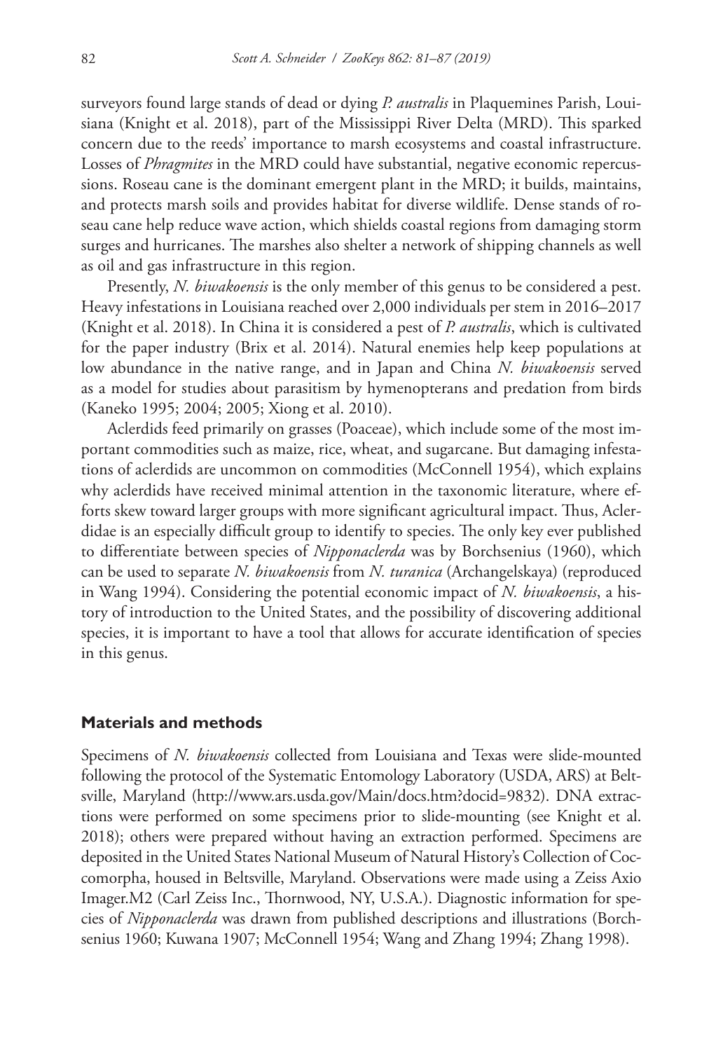surveyors found large stands of dead or dying *P. australis* in Plaquemines Parish, Louisiana (Knight et al. 2018), part of the Mississippi River Delta (MRD). This sparked concern due to the reeds' importance to marsh ecosystems and coastal infrastructure. Losses of *Phragmites* in the MRD could have substantial, negative economic repercussions. Roseau cane is the dominant emergent plant in the MRD; it builds, maintains, and protects marsh soils and provides habitat for diverse wildlife. Dense stands of roseau cane help reduce wave action, which shields coastal regions from damaging storm surges and hurricanes. The marshes also shelter a network of shipping channels as well as oil and gas infrastructure in this region.

Presently, *N. biwakoensis* is the only member of this genus to be considered a pest. Heavy infestations in Louisiana reached over 2,000 individuals per stem in 2016–2017 (Knight et al. 2018). In China it is considered a pest of *P. australis*, which is cultivated for the paper industry (Brix et al. 2014). Natural enemies help keep populations at low abundance in the native range, and in Japan and China *N. biwakoensis* served as a model for studies about parasitism by hymenopterans and predation from birds (Kaneko 1995; 2004; 2005; Xiong et al. 2010).

Aclerdids feed primarily on grasses (Poaceae), which include some of the most important commodities such as maize, rice, wheat, and sugarcane. But damaging infestations of aclerdids are uncommon on commodities (McConnell 1954), which explains why aclerdids have received minimal attention in the taxonomic literature, where efforts skew toward larger groups with more significant agricultural impact. Thus, Aclerdidae is an especially difficult group to identify to species. The only key ever published to differentiate between species of *Nipponaclerda* was by Borchsenius (1960), which can be used to separate *N. biwakoensis* from *N. turanica* (Archangelskaya) (reproduced in Wang 1994). Considering the potential economic impact of *N. biwakoensis*, a history of introduction to the United States, and the possibility of discovering additional species, it is important to have a tool that allows for accurate identification of species in this genus.

## Materials and methods

Specimens of *N. biwakoensis* collected from Louisiana and Texas were slide-mounted following the protocol of the Systematic Entomology Laboratory (USDA, ARS) at Beltsville, Maryland (http://www.ars.usda.gov/Main/docs.htm?docid=9832). DNA extractions were performed on some specimens prior to slide-mounting (see Knight et al. 2018); others were prepared without having an extraction performed. Specimens are deposited in the United States National Museum of Natural History's Collection of Coccomorpha, housed in Beltsville, Maryland. Observations were made using a Zeiss Axio Imager.M2 (Carl Zeiss Inc., Thornwood, NY, U.S.A.). Diagnostic information for species of *Nipponaclerda* was drawn from published descriptions and illustrations (Borchsenius 1960; Kuwana 1907; McConnell 1954; Wang and Zhang 1994; Zhang 1998).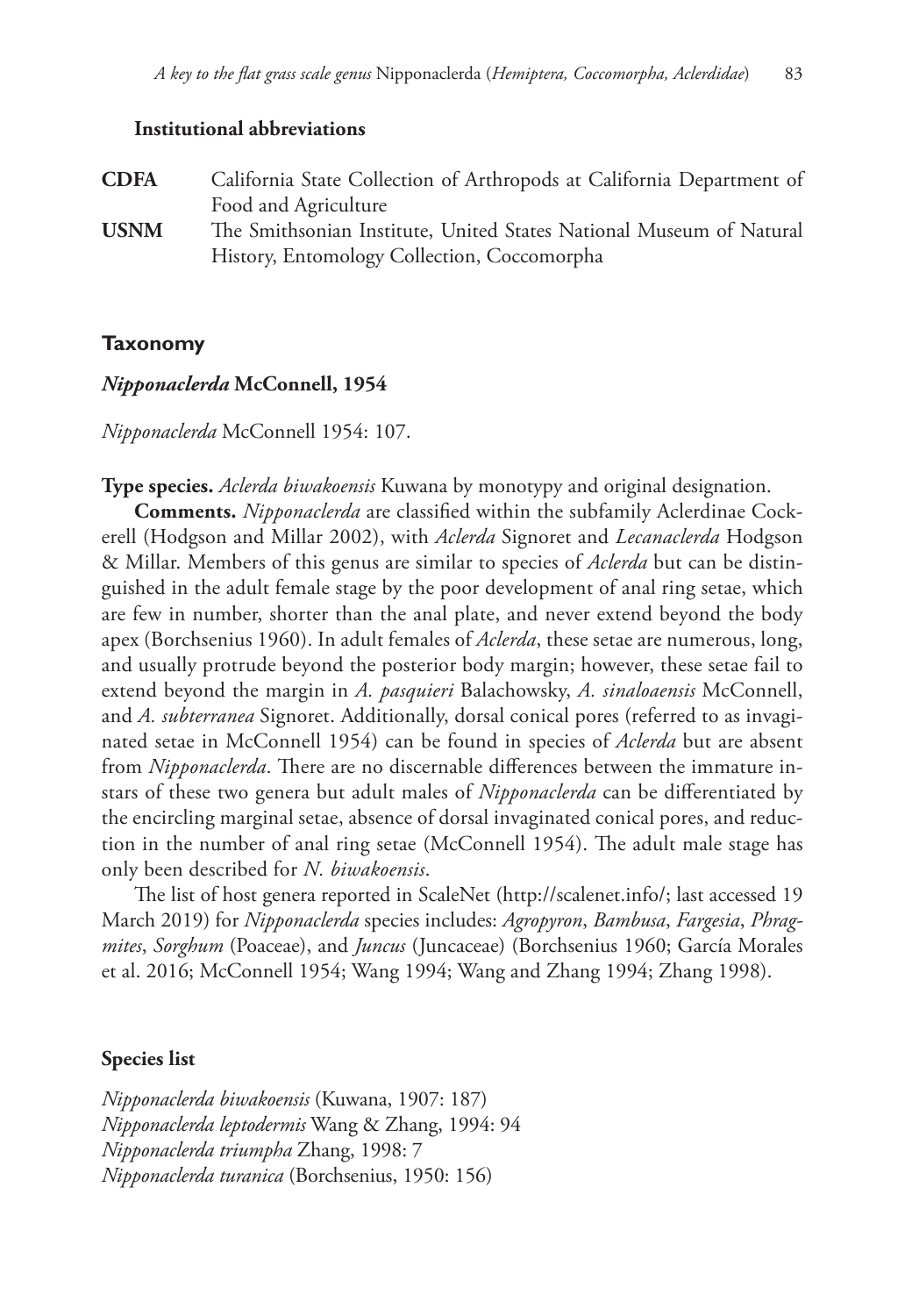### Institutional abbreviations

**CDFA** California State Collection of Arthropods at California Department of Food and Agriculture

**USNM** The Smithsonian Institute, United States National Museum of Natural History, Entomology Collection, Coccomorpha

## Taxonomy

### *Nipponaclerda* McConnell, 1954

*Nipponaclerda* McConnell 1954: 107.

**Type species.** *Aclerda biwakoensis* Kuwana by monotypy and original designation.

**Comments.** *Nipponaclerda* are classified within the subfamily Aclerdinae Cockerell (Hodgson and Millar 2002), with *Aclerda* Signoret and *Lecanaclerda* Hodgson & Millar. Members of this genus are similar to species of *Aclerda* but can be distinguished in the adult female stage by the poor development of anal ring setae, which are few in number, shorter than the anal plate, and never extend beyond the body apex (Borchsenius 1960). In adult females of *Aclerda*, these setae are numerous, long, and usually protrude beyond the posterior body margin; however, these setae fail to extend beyond the margin in *A. pasquieri* Balachowsky, *A. sinaloaensis* McConnell, and *A. subterranea* Signoret. Additionally, dorsal conical pores (referred to as invaginated setae in McConnell 1954) can be found in species of *Aclerda* but are absent from *Nipponaclerda*. There are no discernable differences between the immature instars of these two genera but adult males of *Nipponaclerda* can be differentiated by the encircling marginal setae, absence of dorsal invaginated conical pores, and reduction in the number of anal ring setae (McConnell 1954). The adult male stage has only been described for *N. biwakoensis*.

The list of host genera reported in ScaleNet (http://scalenet.info/; last accessed 19 March 2019) for *Nipponaclerda* species includes: *Agropyron*, *Bambusa*, *Fargesia*, *Phragmites*, *Sorghum* (Poaceae), and *Juncus* (Juncaceae) (Borchsenius 1960; García Morales et al. 2016; McConnell 1954; Wang 1994; Wang and Zhang 1994; Zhang 1998).

### Species list

*Nipponaclerda biwakoensis* (Kuwana, 1907: 187)
*Nipponaclerda leptodermis* Wang & Zhang, 1994: 94
*Nipponaclerda triumpha* Zhang, 1998: 7
*Nipponaclerda turanica* (Borchsenius, 1950: 156)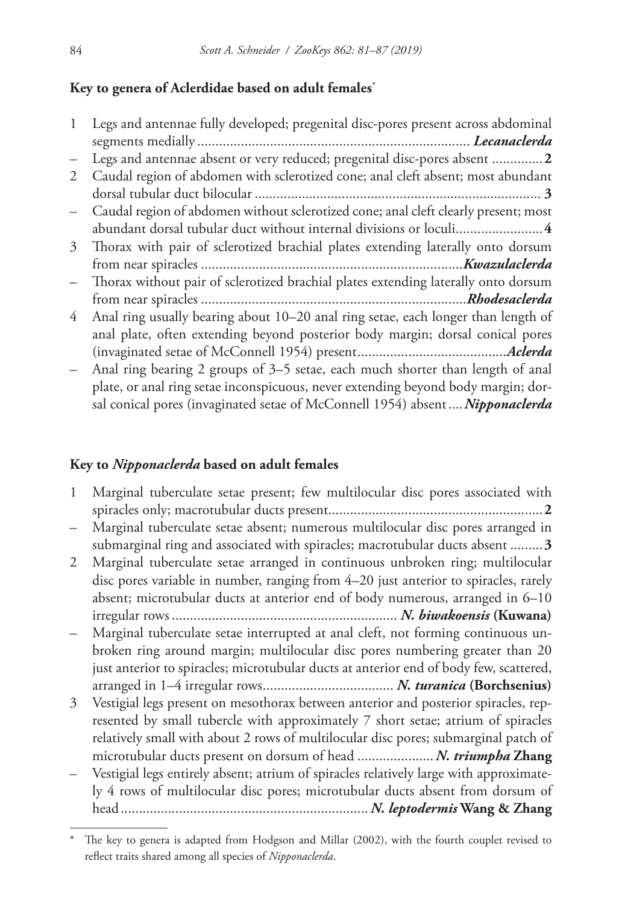### Key to genera of Aclerdidae based on adult females*

1 Legs and antennae fully developed; pregenital disc-pores present across abdominal segments medially ........................................................................... ***Lecanaclerda***

– Legs and antennae absent or very reduced; pregenital disc-pores absent ..............**2**

2 Caudal region of abdomen with sclerotized cone; anal cleft absent; most abundant dorsal tubular duct bilocular ............................................................................... **3**

– Caudal region of abdomen without sclerotized cone; anal cleft clearly present; most abundant dorsal tubular duct without internal divisions or loculi........................**4**

3 Thorax with pair of sclerotized brachial plates extending laterally onto dorsum from near spiracles ........................................................................***Kwazulaclerda***

– Thorax without pair of sclerotized brachial plates extending laterally onto dorsum from near spiracles .........................................................................***Rhodesaclerda***

4 Anal ring usually bearing about 10–20 anal ring setae, each longer than length of anal plate, often extending beyond posterior body margin; dorsal conical pores (invaginated setae of McConnell 1954) present.........................................***Aclerda***

– Anal ring bearing 2 groups of 3–5 setae, each much shorter than length of anal plate, or anal ring setae inconspicuous, never extending beyond body margin; dorsal conical pores (invaginated setae of McConnell 1954) absent ....***Nipponaclerda***

### Key to *Nipponaclerda* based on adult females

1 Marginal tuberculate setae present; few multilocular disc pores associated with spiracles only; macrotubular ducts present...........................................................**2**

– Marginal tuberculate setae absent; numerous multilocular disc pores arranged in submarginal ring and associated with spiracles; macrotubular ducts absent .........**3**

2 Marginal tuberculate setae arranged in continuous unbroken ring; multilocular disc pores variable in number, ranging from 4–20 just anterior to spiracles, rarely absent; microtubular ducts at anterior end of body numerous, arranged in 6–10 irregular rows ............................................................. ***N. biwakoensis* (Kuwana)**

– Marginal tuberculate setae interrupted at anal cleft, not forming continuous unbroken ring around margin; multilocular disc pores numbering greater than 20 just anterior to spiracles; microtubular ducts at anterior end of body few, scattered, arranged in 1–4 irregular rows.................................... ***N. turanica* (Borchsenius)**

3 Vestigial legs present on mesothorax between anterior and posterior spiracles, represented by small tubercle with approximately 7 short setae; atrium of spiracles relatively small with about 2 rows of multilocular disc pores; submarginal patch of microtubular ducts present on dorsum of head .....................***N. triumpha* Zhang**

– Vestigial legs entirely absent; atrium of spiracles relatively large with approximately 4 rows of multilocular disc pores; microtubular ducts absent from dorsum of head ....................................................................***N. leptodermis* Wang & Zhang**

---

* The key to genera is adapted from Hodgson and Millar (2002), with the fourth couplet revised to reflect traits shared among all species of *Nipponaclerda*.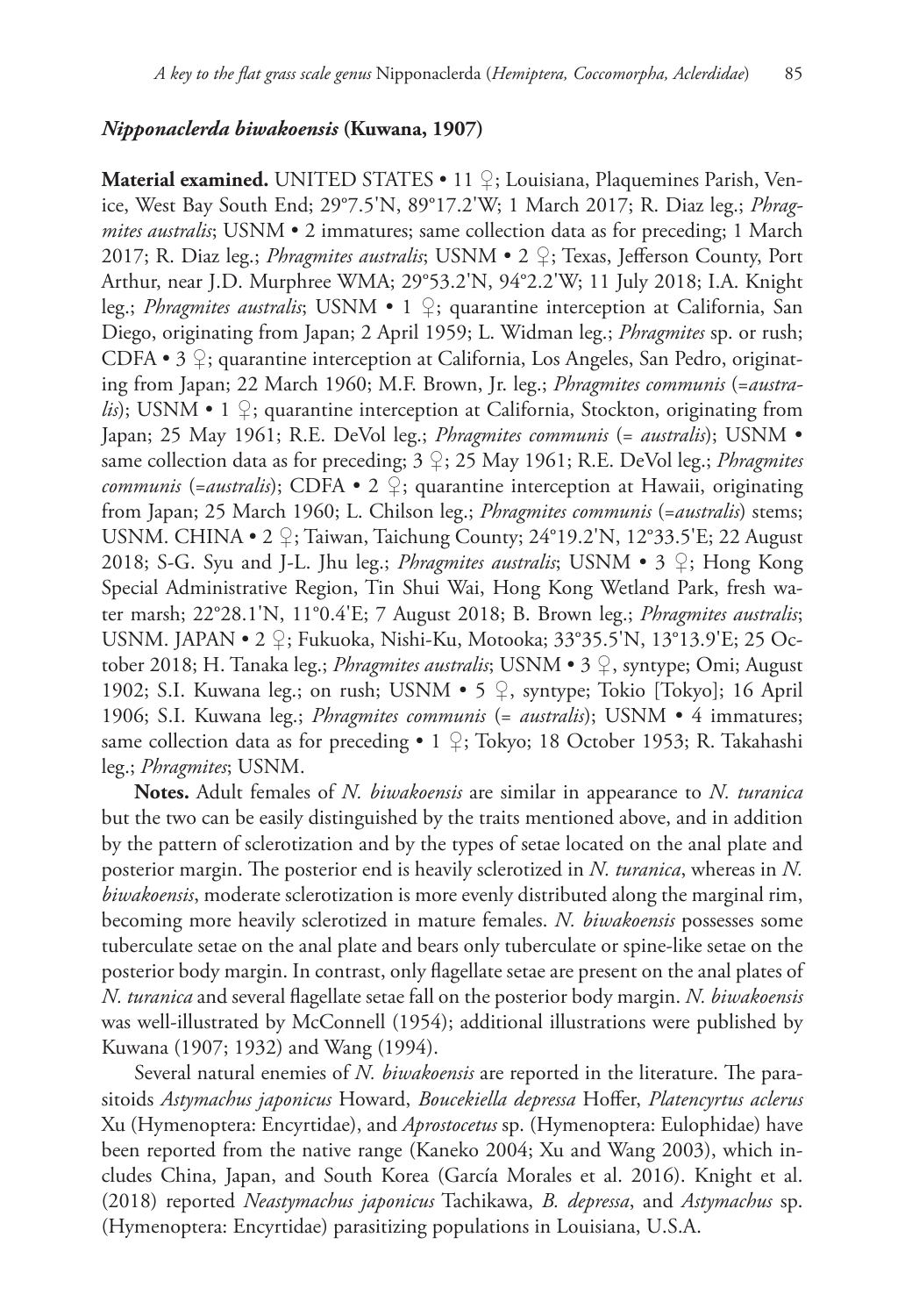### *Nipponaclerda biwakoensis* (Kuwana, 1907)

**Material examined.** UNITED STATES • 11 ♀; Louisiana, Plaquemines Parish, Venice, West Bay South End; 29°7.5'N, 89°17.2'W; 1 March 2017; R. Diaz leg.; *Phragmites australis*; USNM • 2 immatures; same collection data as for preceding; 1 March 2017; R. Diaz leg.; *Phragmites australis*; USNM • 2 ♀; Texas, Jefferson County, Port Arthur, near J.D. Murphree WMA; 29°53.2'N, 94°2.2'W; 11 July 2018; I.A. Knight leg.; *Phragmites australis*; USNM • 1 ♀; quarantine interception at California, San Diego, originating from Japan; 2 April 1959; L. Widman leg.; *Phragmites* sp. or rush; CDFA • 3 ♀; quarantine interception at California, Los Angeles, San Pedro, originating from Japan; 22 March 1960; M.F. Brown, Jr. leg.; *Phragmites communis* (=*australis*); USNM • 1 ♀; quarantine interception at California, Stockton, originating from Japan; 25 May 1961; R.E. DeVol leg.; *Phragmites communis* (= *australis*); USNM • same collection data as for preceding; 3 ♀; 25 May 1961; R.E. DeVol leg.; *Phragmites communis* (=*australis*); CDFA • 2 ♀; quarantine interception at Hawaii, originating from Japan; 25 March 1960; L. Chilson leg.; *Phragmites communis* (=*australis*) stems; USNM. CHINA • 2 ♀; Taiwan, Taichung County; 24°19.2'N, 12°33.5'E; 22 August 2018; S-G. Syu and J-L. Jhu leg.; *Phragmites australis*; USNM • 3 ♀; Hong Kong Special Administrative Region, Tin Shui Wai, Hong Kong Wetland Park, fresh water marsh; 22°28.1'N, 11°0.4'E; 7 August 2018; B. Brown leg.; *Phragmites australis*; USNM. JAPAN • 2 ♀; Fukuoka, Nishi-Ku, Motooka; 33°35.5'N, 13°13.9'E; 25 October 2018; H. Tanaka leg.; *Phragmites australis*; USNM • 3 ♀, syntype; Omi; August 1902; S.I. Kuwana leg.; on rush; USNM • 5 ♀, syntype; Tokio [Tokyo]; 16 April 1906; S.I. Kuwana leg.; *Phragmites communis* (= *australis*); USNM • 4 immatures; same collection data as for preceding • 1 ♀; Tokyo; 18 October 1953; R. Takahashi leg.; *Phragmites*; USNM.

**Notes.** Adult females of *N. biwakoensis* are similar in appearance to *N. turanica* but the two can be easily distinguished by the traits mentioned above, and in addition by the pattern of sclerotization and by the types of setae located on the anal plate and posterior margin. The posterior end is heavily sclerotized in *N. turanica*, whereas in *N. biwakoensis*, moderate sclerotization is more evenly distributed along the marginal rim, becoming more heavily sclerotized in mature females. *N. biwakoensis* possesses some tuberculate setae on the anal plate and bears only tuberculate or spine-like setae on the posterior body margin. In contrast, only flagellate setae are present on the anal plates of *N. turanica* and several flagellate setae fall on the posterior body margin. *N. biwakoensis* was well-illustrated by McConnell (1954); additional illustrations were published by Kuwana (1907; 1932) and Wang (1994).

Several natural enemies of *N. biwakoensis* are reported in the literature. The parasitoids *Astymachus japonicus* Howard, *Boucekiella depressa* Hoffer, *Platencyrtus aclerus* Xu (Hymenoptera: Encyrtidae), and *Aprostocetus* sp. (Hymenoptera: Eulophidae) have been reported from the native range (Kaneko 2004; Xu and Wang 2003), which includes China, Japan, and South Korea (García Morales et al. 2016). Knight et al. (2018) reported *Neastymachus japonicus* Tachikawa, *B. depressa*, and *Astymachus* sp. (Hymenoptera: Encyrtidae) parasitizing populations in Louisiana, U.S.A.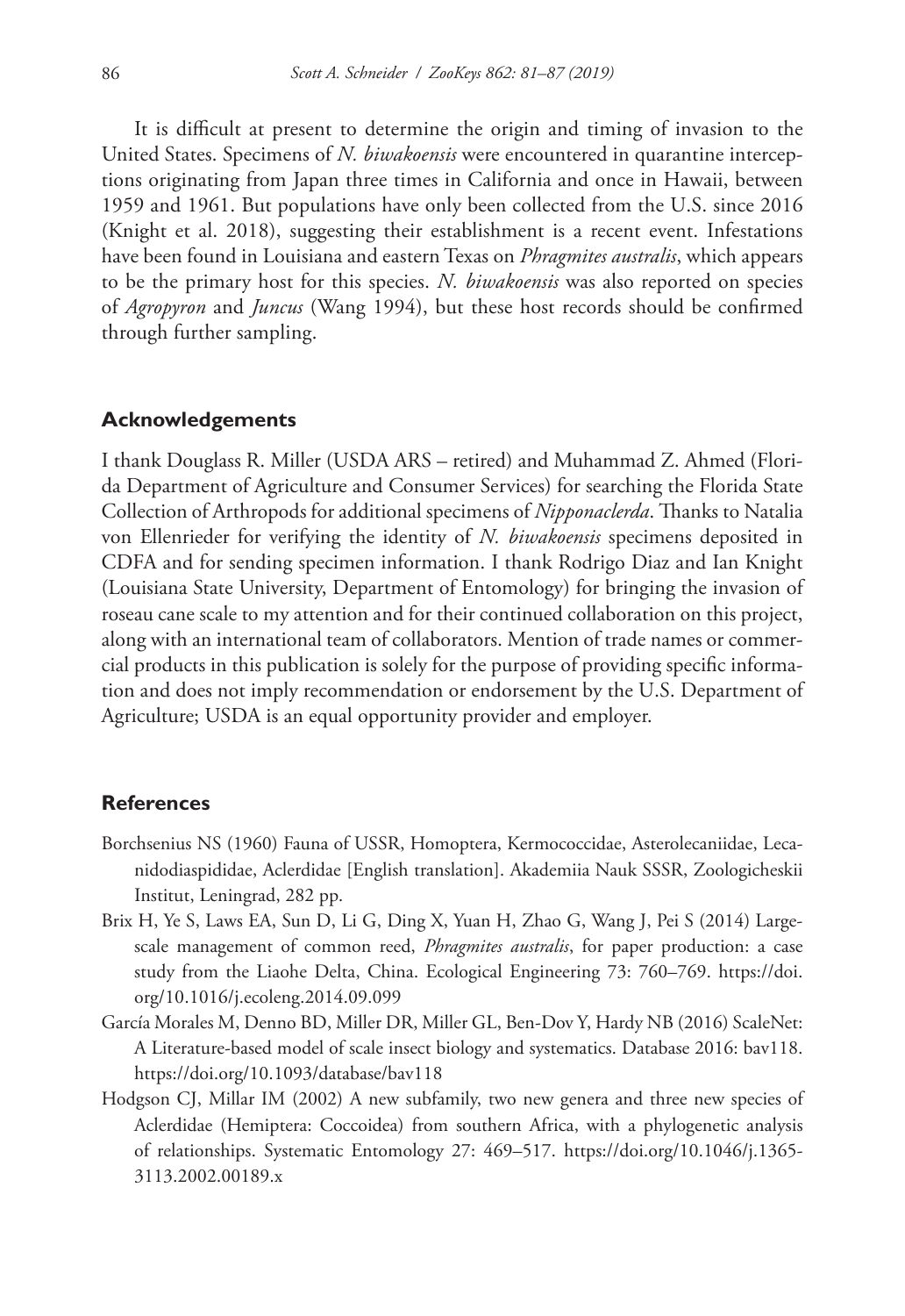It is difficult at present to determine the origin and timing of invasion to the United States. Specimens of *N. biwakoensis* were encountered in quarantine interceptions originating from Japan three times in California and once in Hawaii, between 1959 and 1961. But populations have only been collected from the U.S. since 2016 (Knight et al. 2018), suggesting their establishment is a recent event. Infestations have been found in Louisiana and eastern Texas on *Phragmites australis*, which appears to be the primary host for this species. *N. biwakoensis* was also reported on species of *Agropyron* and *Juncus* (Wang 1994), but these host records should be confirmed through further sampling.

## Acknowledgements

I thank Douglass R. Miller (USDA ARS – retired) and Muhammad Z. Ahmed (Florida Department of Agriculture and Consumer Services) for searching the Florida State Collection of Arthropods for additional specimens of *Nipponaclerda*. Thanks to Natalia von Ellenrieder for verifying the identity of *N. biwakoensis* specimens deposited in CDFA and for sending specimen information. I thank Rodrigo Diaz and Ian Knight (Louisiana State University, Department of Entomology) for bringing the invasion of roseau cane scale to my attention and for their continued collaboration on this project, along with an international team of collaborators. Mention of trade names or commercial products in this publication is solely for the purpose of providing specific information and does not imply recommendation or endorsement by the U.S. Department of Agriculture; USDA is an equal opportunity provider and employer.

## References

- Borchsenius NS (1960) Fauna of USSR, Homoptera, Kermococcidae, Asterolecaniidae, Lecanidodiaspididae, Aclerdidae [English translation]. Akademiia Nauk SSSR, Zoologicheskii Institut, Leningrad, 282 pp.
- Brix H, Ye S, Laws EA, Sun D, Li G, Ding X, Yuan H, Zhao G, Wang J, Pei S (2014) Large-scale management of common reed, *Phragmites australis*, for paper production: a case study from the Liaohe Delta, China. Ecological Engineering 73: 760–769. https://doi.org/10.1016/j.ecoleng.2014.09.099
- García Morales M, Denno BD, Miller DR, Miller GL, Ben-Dov Y, Hardy NB (2016) ScaleNet: A Literature-based model of scale insect biology and systematics. Database 2016: bav118. https://doi.org/10.1093/database/bav118
- Hodgson CJ, Millar IM (2002) A new subfamily, two new genera and three new species of Aclerdidae (Hemiptera: Coccoidea) from southern Africa, with a phylogenetic analysis of relationships. Systematic Entomology 27: 469–517. https://doi.org/10.1046/j.1365-3113.2002.00189.x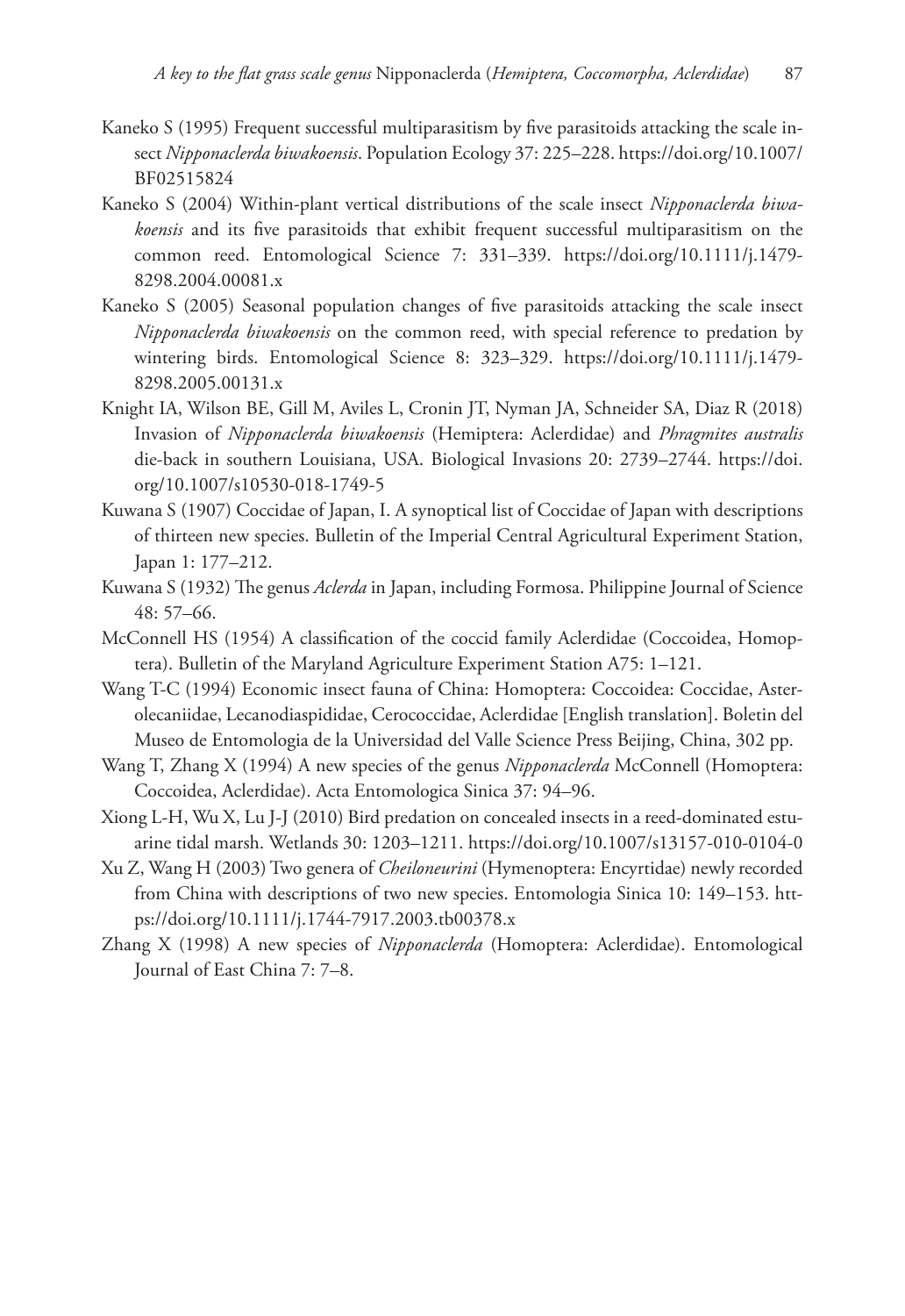Kaneko S (1995) Frequent successful multiparasitism by five parasitoids attacking the scale insect *Nipponaclerda biwakoensis*. Population Ecology 37: 225–228. https://doi.org/10.1007/BF02515824

Kaneko S (2004) Within-plant vertical distributions of the scale insect *Nipponaclerda biwakoensis* and its five parasitoids that exhibit frequent successful multiparasitism on the common reed. Entomological Science 7: 331–339. https://doi.org/10.1111/j.1479-8298.2004.00081.x

Kaneko S (2005) Seasonal population changes of five parasitoids attacking the scale insect *Nipponaclerda biwakoensis* on the common reed, with special reference to predation by wintering birds. Entomological Science 8: 323–329. https://doi.org/10.1111/j.1479-8298.2005.00131.x

Knight IA, Wilson BE, Gill M, Aviles L, Cronin JT, Nyman JA, Schneider SA, Diaz R (2018) Invasion of *Nipponaclerda biwakoensis* (Hemiptera: Aclerdidae) and *Phragmites australis* die-back in southern Louisiana, USA. Biological Invasions 20: 2739–2744. https://doi.org/10.1007/s10530-018-1749-5

Kuwana S (1907) Coccidae of Japan, I. A synoptical list of Coccidae of Japan with descriptions of thirteen new species. Bulletin of the Imperial Central Agricultural Experiment Station, Japan 1: 177–212.

Kuwana S (1932) The genus *Aclerda* in Japan, including Formosa. Philippine Journal of Science 48: 57–66.

McConnell HS (1954) A classification of the coccid family Aclerdidae (Coccoidea, Homoptera). Bulletin of the Maryland Agriculture Experiment Station A75: 1–121.

Wang T-C (1994) Economic insect fauna of China: Homoptera: Coccoidea: Coccidae, Asterolecaniidae, Lecanodiaspididae, Cerococcidae, Aclerdidae [English translation]. Boletin del Museo de Entomologia de la Universidad del Valle Science Press Beijing, China, 302 pp.

Wang T, Zhang X (1994) A new species of the genus *Nipponaclerda* McConnell (Homoptera: Coccoidea, Aclerdidae). Acta Entomologica Sinica 37: 94–96.

Xiong L-H, Wu X, Lu J-J (2010) Bird predation on concealed insects in a reed-dominated estuarine tidal marsh. Wetlands 30: 1203–1211. https://doi.org/10.1007/s13157-010-0104-0

Xu Z, Wang H (2003) Two genera of *Cheiloneurini* (Hymenoptera: Encyrtidae) newly recorded from China with descriptions of two new species. Entomologia Sinica 10: 149–153. https://doi.org/10.1111/j.1744-7917.2003.tb00378.x

Zhang X (1998) A new species of *Nipponaclerda* (Homoptera: Aclerdidae). Entomological Journal of East China 7: 7–8.